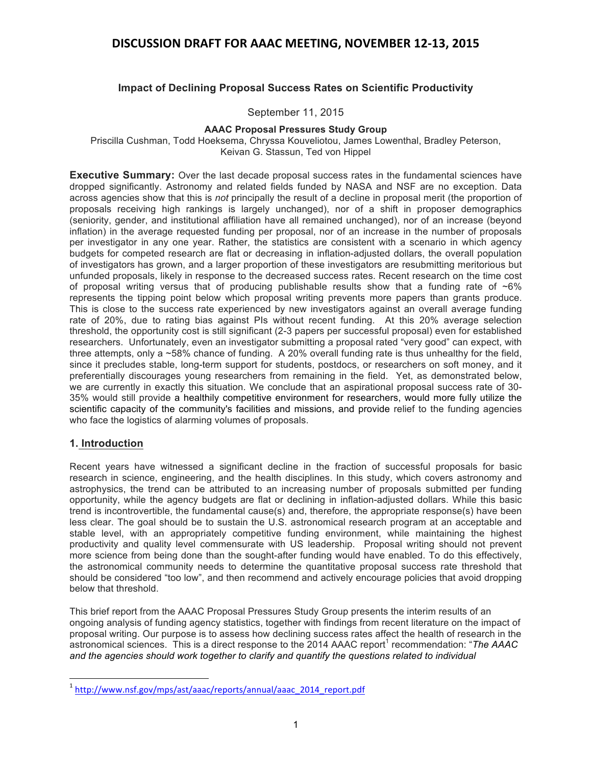# DISCUSSION DRAFT FOR AAAC MEETING, NOVEMBER 12-13, 2015

## Impact of Declining Proposal Success Rates on Scientific Productivity

September 11, 2015

**AAAC Proposal Pressures Study Group**

Priscilla Cushman, Todd Hoeksema, Chryssa Kouveliotou, James Lowenthal, Bradley Peterson, Keivan G. Stassun, Ted von Hippel

**Executive Summary:** Over the last decade proposal success rates in the fundamental sciences have dropped significantly. Astronomy and related fields funded by NASA and NSF are no exception. Data across agencies show that this is *not* principally the result of a decline in proposal merit (the proportion of proposals receiving high rankings is largely unchanged), nor of a shift in proposer demographics (seniority, gender, and institutional affiliation have all remained unchanged), nor of an increase (beyond inflation) in the average requested funding per proposal, nor of an increase in the number of proposals per investigator in any one year. Rather, the statistics are consistent with a scenario in which agency budgets for competed research are flat or decreasing in inflation-adjusted dollars, the overall population of investigators has grown, and a larger proportion of these investigators are resubmitting meritorious but unfunded proposals, likely in response to the decreased success rates. Recent research on the time cost of proposal writing versus that of producing publishable results show that a funding rate of ~6% represents the tipping point below which proposal writing prevents more papers than grants produce. This is close to the success rate experienced by new investigators against an overall average funding rate of 20%, due to rating bias against PIs without recent funding. At this 20% average selection threshold, the opportunity cost is still significant (2-3 papers per successful proposal) even for established researchers. Unfortunately, even an investigator submitting a proposal rated "very good" can expect, with three attempts, only a ~58% chance of funding. A 20% overall funding rate is thus unhealthy for the field, since it precludes stable, long-term support for students, postdocs, or researchers on soft money, and it preferentially discourages young researchers from remaining in the field. Yet, as demonstrated below, we are currently in exactly this situation. We conclude that an aspirational proposal success rate of 30-35% would still provide a healthily competitive environment for researchers, would more fully utilize the scientific capacity of the community's facilities and missions, and provide relief to the funding agencies who face the logistics of alarming volumes of proposals.

## 1. Introduction

Recent years have witnessed a significant decline in the fraction of successful proposals for basic research in science, engineering, and the health disciplines. In this study, which covers astronomy and astrophysics, the trend can be attributed to an increasing number of proposals submitted per funding opportunity, while the agency budgets are flat or declining in inflation-adjusted dollars. While this basic trend is incontrovertible, the fundamental cause(s) and, therefore, the appropriate response(s) have been less clear. The goal should be to sustain the U.S. astronomical research program at an acceptable and stable level, with an appropriately competitive funding environment, while maintaining the highest productivity and quality level commensurate with US leadership. Proposal writing should not prevent more science from being done than the sought-after funding would have enabled. To do this effectively, the astronomical community needs to determine the quantitative proposal success rate threshold that should be considered "too low", and then recommend and actively encourage policies that avoid dropping below that threshold.

This brief report from the AAAC Proposal Pressures Study Group presents the interim results of an ongoing analysis of funding agency statistics, together with findings from recent literature on the impact of proposal writing. Our purpose is to assess how declining success rates affect the health of research in the astronomical sciences. This is a direct response to the 2014 AAAC report[1] recommendation: "*The AAAC and the agencies should work together to clarify and quantify the questions related to individual*

---

[1] http://www.nsf.gov/mps/ast/aaac/reports/annual/aaac_2014_report.pdf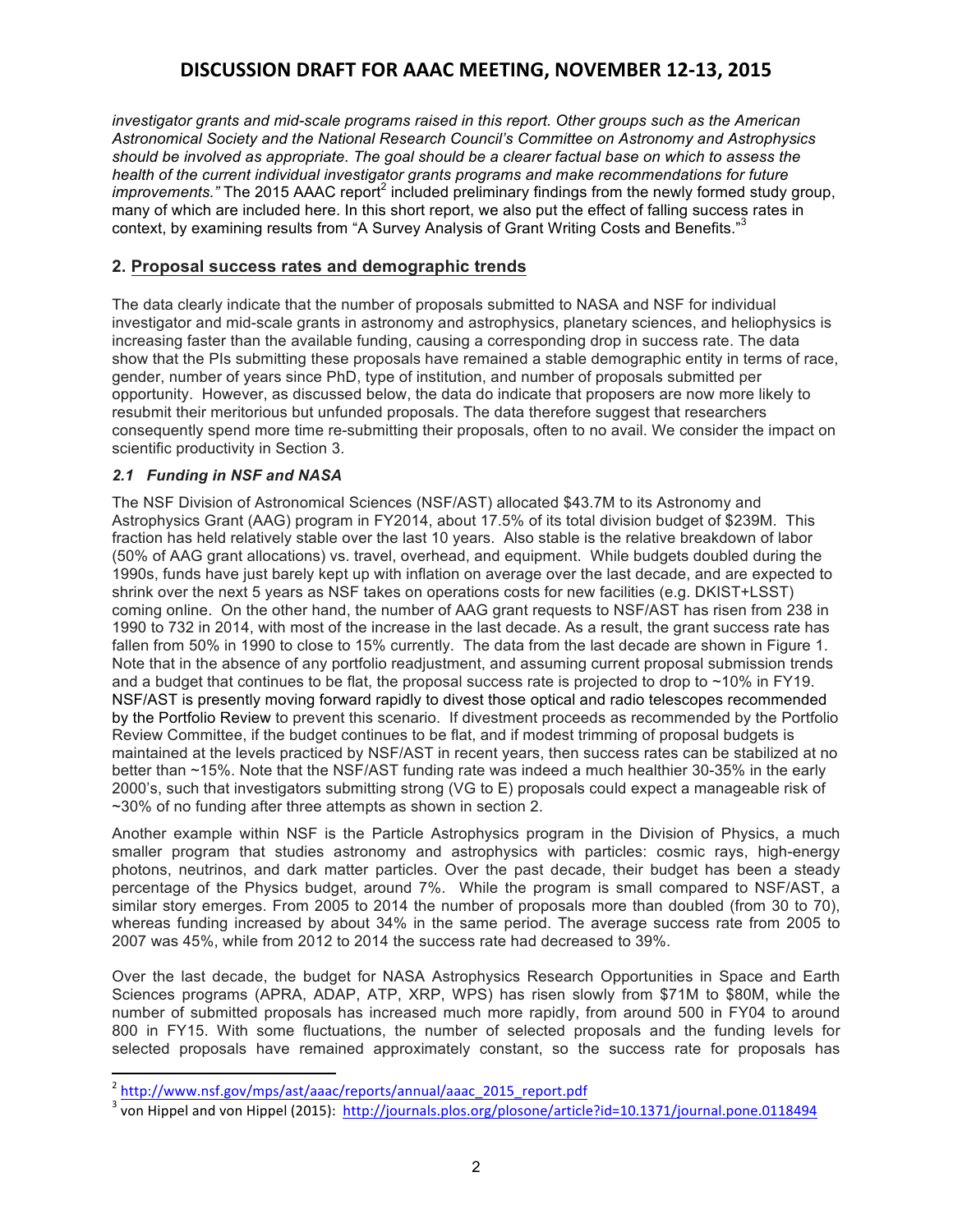*investigator grants and mid-scale programs raised in this report. Other groups such as the American Astronomical Society and the National Research Council's Committee on Astronomy and Astrophysics should be involved as appropriate. The goal should be a clearer factual base on which to assess the health of the current individual investigator grants programs and make recommendations for future improvements."* The 2015 AAAC report[2] included preliminary findings from the newly formed study group, many of which are included here. In this short report, we also put the effect of falling success rates in context, by examining results from "A Survey Analysis of Grant Writing Costs and Benefits."[3]

## 2. Proposal success rates and demographic trends

The data clearly indicate that the number of proposals submitted to NASA and NSF for individual investigator and mid-scale grants in astronomy and astrophysics, planetary sciences, and heliophysics is increasing faster than the available funding, causing a corresponding drop in success rate. The data show that the PIs submitting these proposals have remained a stable demographic entity in terms of race, gender, number of years since PhD, type of institution, and number of proposals submitted per opportunity. However, as discussed below, the data do indicate that proposers are now more likely to resubmit their meritorious but unfunded proposals. The data therefore suggest that researchers consequently spend more time re-submitting their proposals, often to no avail. We consider the impact on scientific productivity in Section 3.

### *2.1 Funding in NSF and NASA*

The NSF Division of Astronomical Sciences (NSF/AST) allocated $43.7M to its Astronomy and Astrophysics Grant (AAG) program in FY2014, about 17.5% of its total division budget of $239M. This fraction has held relatively stable over the last 10 years. Also stable is the relative breakdown of labor (50% of AAG grant allocations) vs. travel, overhead, and equipment. While budgets doubled during the 1990s, funds have just barely kept up with inflation on average over the last decade, and are expected to shrink over the next 5 years as NSF takes on operations costs for new facilities (e.g. DKIST+LSST) coming online. On the other hand, the number of AAG grant requests to NSF/AST has risen from 238 in 1990 to 732 in 2014, with most of the increase in the last decade. As a result, the grant success rate has fallen from 50% in 1990 to close to 15% currently. The data from the last decade are shown in Figure 1. Note that in the absence of any portfolio readjustment, and assuming current proposal submission trends and a budget that continues to be flat, the proposal success rate is projected to drop to ~10% in FY19. NSF/AST is presently moving forward rapidly to divest those optical and radio telescopes recommended by the Portfolio Review to prevent this scenario. If divestment proceeds as recommended by the Portfolio Review Committee, if the budget continues to be flat, and if modest trimming of proposal budgets is maintained at the levels practiced by NSF/AST in recent years, then success rates can be stabilized at no better than ~15%. Note that the NSF/AST funding rate was indeed a much healthier 30-35% in the early 2000's, such that investigators submitting strong (VG to E) proposals could expect a manageable risk of ~30% of no funding after three attempts as shown in section 2.

Another example within NSF is the Particle Astrophysics program in the Division of Physics, a much smaller program that studies astronomy and astrophysics with particles: cosmic rays, high-energy photons, neutrinos, and dark matter particles. Over the past decade, their budget has been a steady percentage of the Physics budget, around 7%. While the program is small compared to NSF/AST, a similar story emerges. From 2005 to 2014 the number of proposals more than doubled (from 30 to 70), whereas funding increased by about 34% in the same period. The average success rate from 2005 to 2007 was 45%, while from 2012 to 2014 the success rate had decreased to 39%.

Over the last decade, the budget for NASA Astrophysics Research Opportunities in Space and Earth Sciences programs (APRA, ADAP, ATP, XRP, WPS) has risen slowly from $71M to $80M, while the number of submitted proposals has increased much more rapidly, from around 500 in FY04 to around 800 in FY15. With some fluctuations, the number of selected proposals and the funding levels for selected proposals have remained approximately constant, so the success rate for proposals has

---

[2] http://www.nsf.gov/mps/ast/aaac/reports/annual/aaac_2015_report.pdf

[3] von Hippel and von Hippel (2015): http://journals.plos.org/plosone/article?id=10.1371/journal.pone.0118494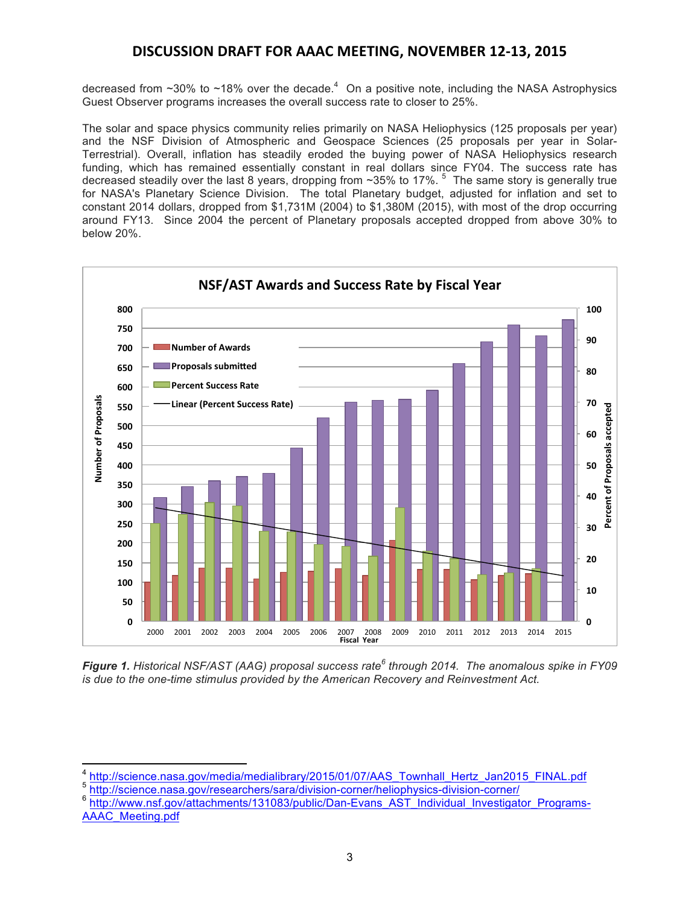decreased from ~30% to ~18% over the decade.[4] On a positive note, including the NASA Astrophysics Guest Observer programs increases the overall success rate to closer to 25%.

The solar and space physics community relies primarily on NASA Heliophysics (125 proposals per year) and the NSF Division of Atmospheric and Geospace Sciences (25 proposals per year in Solar-Terrestrial). Overall, inflation has steadily eroded the buying power of NASA Heliophysics research funding, which has remained essentially constant in real dollars since FY04. The success rate has decreased steadily over the last 8 years, dropping from ~35% to 17%.[5] The same story is generally true for NASA's Planetary Science Division. The total Planetary budget, adjusted for inflation and set to constant 2014 dollars, dropped from $1,731M (2004) to $1,380M (2015), with most of the drop occurring around FY13. Since 2004 the percent of Planetary proposals accepted dropped from above 30% to below 20%.

***Figure 1.*** *Historical NSF/AST (AAG) proposal success rate[6] through 2014. The anomalous spike in FY09 is due to the one-time stimulus provided by the American Recovery and Reinvestment Act.*

---

[4] http://science.nasa.gov/media/medialibrary/2015/01/07/AAS_Townhall_Hertz_Jan2015_FINAL.pdf

[5] http://science.nasa.gov/researchers/sara/division-corner/heliophysics-division-corner/

[6] http://www.nsf.gov/attachments/131083/public/Dan-Evans_AST_Individual_Investigator_Programs-AAAC_Meeting.pdf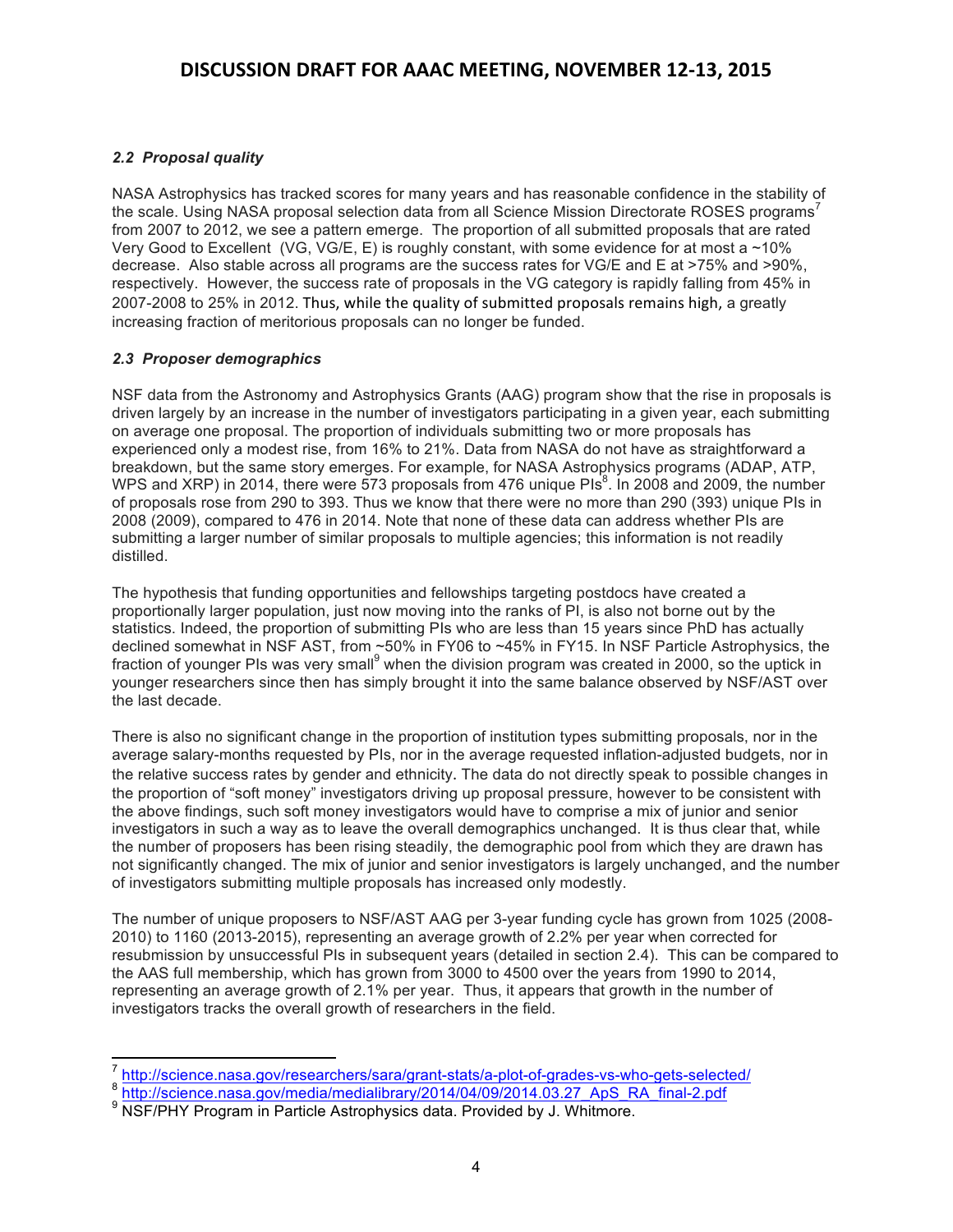### *2.2 Proposal quality*

NASA Astrophysics has tracked scores for many years and has reasonable confidence in the stability of the scale. Using NASA proposal selection data from all Science Mission Directorate ROSES programs[7] from 2007 to 2012, we see a pattern emerge. The proportion of all submitted proposals that are rated Very Good to Excellent (VG, VG/E, E) is roughly constant, with some evidence for at most a ~10% decrease. Also stable across all programs are the success rates for VG/E and E at >75% and >90%, respectively. However, the success rate of proposals in the VG category is rapidly falling from 45% in 2007-2008 to 25% in 2012. Thus, while the quality of submitted proposals remains high, a greatly increasing fraction of meritorious proposals can no longer be funded.

### *2.3 Proposer demographics*

NSF data from the Astronomy and Astrophysics Grants (AAG) program show that the rise in proposals is driven largely by an increase in the number of investigators participating in a given year, each submitting on average one proposal. The proportion of individuals submitting two or more proposals has experienced only a modest rise, from 16% to 21%. Data from NASA do not have as straightforward a breakdown, but the same story emerges. For example, for NASA Astrophysics programs (ADAP, ATP, WPS and XRP) in 2014, there were 573 proposals from 476 unique PIs[8]. In 2008 and 2009, the number of proposals rose from 290 to 393. Thus we know that there were no more than 290 (393) unique PIs in 2008 (2009), compared to 476 in 2014. Note that none of these data can address whether PIs are submitting a larger number of similar proposals to multiple agencies; this information is not readily distilled.

The hypothesis that funding opportunities and fellowships targeting postdocs have created a proportionally larger population, just now moving into the ranks of PI, is also not borne out by the statistics. Indeed, the proportion of submitting PIs who are less than 15 years since PhD has actually declined somewhat in NSF AST, from ~50% in FY06 to ~45% in FY15. In NSF Particle Astrophysics, the fraction of younger PIs was very small[9] when the division program was created in 2000, so the uptick in younger researchers since then has simply brought it into the same balance observed by NSF/AST over the last decade.

There is also no significant change in the proportion of institution types submitting proposals, nor in the average salary-months requested by PIs, nor in the average requested inflation-adjusted budgets, nor in the relative success rates by gender and ethnicity. The data do not directly speak to possible changes in the proportion of "soft money" investigators driving up proposal pressure, however to be consistent with the above findings, such soft money investigators would have to comprise a mix of junior and senior investigators in such a way as to leave the overall demographics unchanged. It is thus clear that, while the number of proposers has been rising steadily, the demographic pool from which they are drawn has not significantly changed. The mix of junior and senior investigators is largely unchanged, and the number of investigators submitting multiple proposals has increased only modestly.

The number of unique proposers to NSF/AST AAG per 3-year funding cycle has grown from 1025 (2008-2010) to 1160 (2013-2015), representing an average growth of 2.2% per year when corrected for resubmission by unsuccessful PIs in subsequent years (detailed in section 2.4). This can be compared to the AAS full membership, which has grown from 3000 to 4500 over the years from 1990 to 2014, representing an average growth of 2.1% per year. Thus, it appears that growth in the number of investigators tracks the overall growth of researchers in the field.

---

[7] http://science.nasa.gov/researchers/sara/grant-stats/a-plot-of-grades-vs-who-gets-selected/

[8] http://science.nasa.gov/media/medialibrary/2014/04/09/2014.03.27_ApS_RA_final-2.pdf

[9] NSF/PHY Program in Particle Astrophysics data. Provided by J. Whitmore.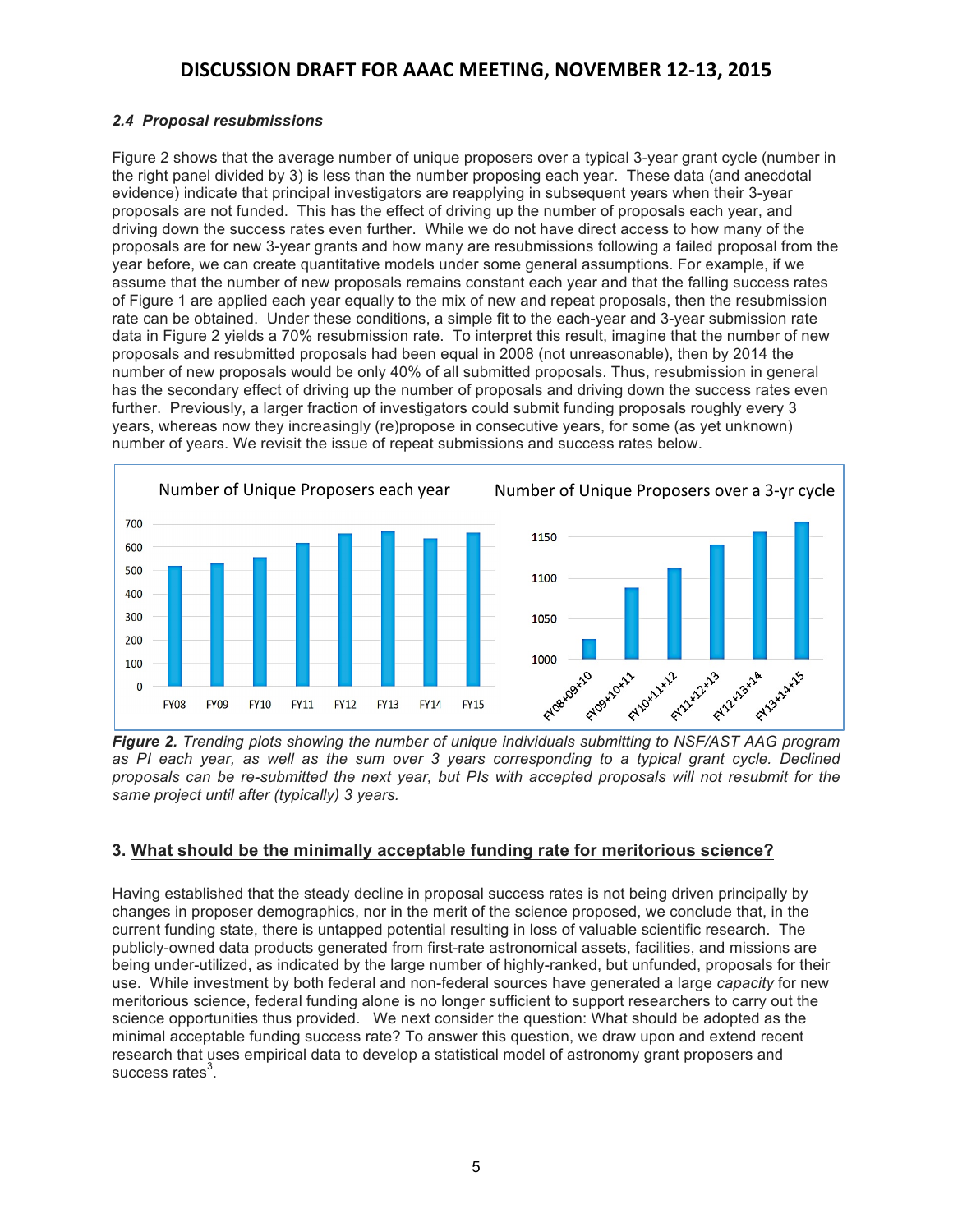### *2.4 Proposal resubmissions*

Figure 2 shows that the average number of unique proposers over a typical 3-year grant cycle (number in the right panel divided by 3) is less than the number proposing each year. These data (and anecdotal evidence) indicate that principal investigators are reapplying in subsequent years when their 3-year proposals are not funded. This has the effect of driving up the number of proposals each year, and driving down the success rates even further. While we do not have direct access to how many of the proposals are for new 3-year grants and how many are resubmissions following a failed proposal from the year before, we can create quantitative models under some general assumptions. For example, if we assume that the number of new proposals remains constant each year and that the falling success rates of Figure 1 are applied each year equally to the mix of new and repeat proposals, then the resubmission rate can be obtained. Under these conditions, a simple fit to the each-year and 3-year submission rate data in Figure 2 yields a 70% resubmission rate. To interpret this result, imagine that the number of new proposals and resubmitted proposals had been equal in 2008 (not unreasonable), then by 2014 the number of new proposals would be only 40% of all submitted proposals. Thus, resubmission in general has the secondary effect of driving up the number of proposals and driving down the success rates even further. Previously, a larger fraction of investigators could submit funding proposals roughly every 3 years, whereas now they increasingly (re)propose in consecutive years, for some (as yet unknown) number of years. We revisit the issue of repeat submissions and success rates below.

***Figure 2.*** *Trending plots showing the number of unique individuals submitting to NSF/AST AAG program as PI each year, as well as the sum over 3 years corresponding to a typical grant cycle. Declined proposals can be re-submitted the next year, but PIs with accepted proposals will not resubmit for the same project until after (typically) 3 years.*

## 3. What should be the minimally acceptable funding rate for meritorious science?

Having established that the steady decline in proposal success rates is not being driven principally by changes in proposer demographics, nor in the merit of the science proposed, we conclude that, in the current funding state, there is untapped potential resulting in loss of valuable scientific research. The publicly-owned data products generated from first-rate astronomical assets, facilities, and missions are being under-utilized, as indicated by the large number of highly-ranked, but unfunded, proposals for their use. While investment by both federal and non-federal sources have generated a large *capacity* for new meritorious science, federal funding alone is no longer sufficient to support researchers to carry out the science opportunities thus provided. We next consider the question: What should be adopted as the minimal acceptable funding success rate? To answer this question, we draw upon and extend recent research that uses empirical data to develop a statistical model of astronomy grant proposers and success rates[3].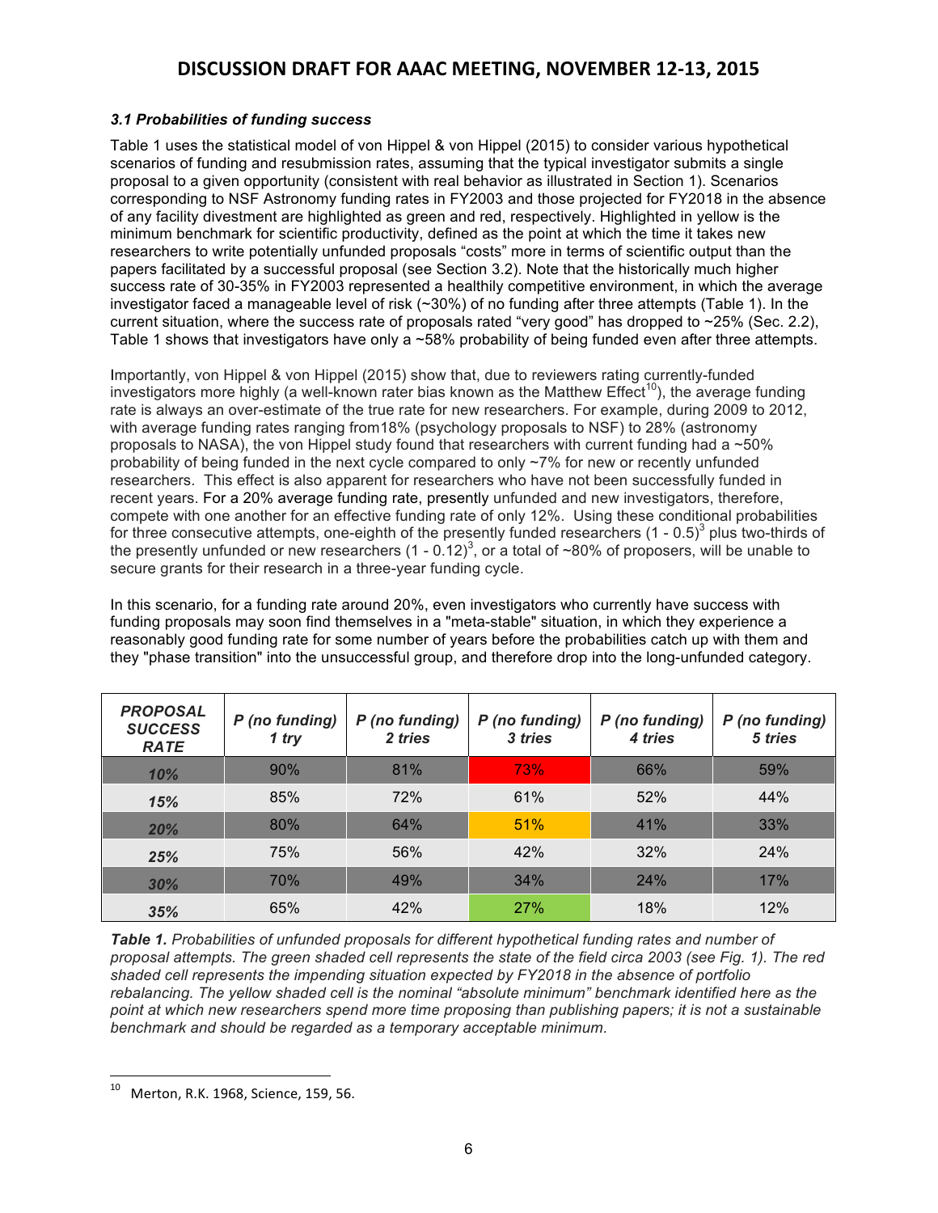### *3.1 Probabilities of funding success*

Table 1 uses the statistical model of von Hippel & von Hippel (2015) to consider various hypothetical scenarios of funding and resubmission rates, assuming that the typical investigator submits a single proposal to a given opportunity (consistent with real behavior as illustrated in Section 1). Scenarios corresponding to NSF Astronomy funding rates in FY2003 and those projected for FY2018 in the absence of any facility divestment are highlighted as green and red, respectively. Highlighted in yellow is the minimum benchmark for scientific productivity, defined as the point at which the time it takes new researchers to write potentially unfunded proposals "costs" more in terms of scientific output than the papers facilitated by a successful proposal (see Section 3.2). Note that the historically much higher success rate of 30-35% in FY2003 represented a healthily competitive environment, in which the average investigator faced a manageable level of risk (~30%) of no funding after three attempts (Table 1). In the current situation, where the success rate of proposals rated "very good" has dropped to ~25% (Sec. 2.2), Table 1 shows that investigators have only a ~58% probability of being funded even after three attempts.

Importantly, von Hippel & von Hippel (2015) show that, due to reviewers rating currently-funded investigators more highly (a well-known rater bias known as the Matthew Effect[10]), the average funding rate is always an over-estimate of the true rate for new researchers. For example, during 2009 to 2012, with average funding rates ranging from18% (psychology proposals to NSF) to 28% (astronomy proposals to NASA), the von Hippel study found that researchers with current funding had a ~50% probability of being funded in the next cycle compared to only ~7% for new or recently unfunded researchers. This effect is also apparent for researchers who have not been successfully funded in recent years. For a 20% average funding rate, presently unfunded and new investigators, therefore, compete with one another for an effective funding rate of only 12%. Using these conditional probabilities for three consecutive attempts, one-eighth of the presently funded researchers $(1 - 0.5)^3$ plus two-thirds of the presently unfunded or new researchers $(1 - 0.12)^3$, or a total of ~80% of proposers, will be unable to secure grants for their research in a three-year funding cycle.

In this scenario, for a funding rate around 20%, even investigators who currently have success with funding proposals may soon find themselves in a "meta-stable" situation, in which they experience a reasonably good funding rate for some number of years before the probabilities catch up with them and they "phase transition" into the unsuccessful group, and therefore drop into the long-unfunded category.

| *PROPOSAL SUCCESS RATE* | *P (no funding) 1 try* | *P (no funding) 2 tries* | *P (no funding) 3 tries* | *P (no funding) 4 tries* | *P (no funding) 5 tries* |
|---|---|---|---|---|---|
| *10%* | 90% | 81% | 73% | 66% | 59% |
| *15%* | 85% | 72% | 61% | 52% | 44% |
| *20%* | 80% | 64% | 51% | 41% | 33% |
| *25%* | 75% | 56% | 42% | 32% | 24% |
| *30%* | 70% | 49% | 34% | 24% | 17% |
| *35%* | 65% | 42% | 27% | 18% | 12% |

***Table 1.*** *Probabilities of unfunded proposals for different hypothetical funding rates and number of proposal attempts. The green shaded cell represents the state of the field circa 2003 (see Fig. 1). The red shaded cell represents the impending situation expected by FY2018 in the absence of portfolio rebalancing. The yellow shaded cell is the nominal "absolute minimum" benchmark identified here as the point at which new researchers spend more time proposing than publishing papers; it is not a sustainable benchmark and should be regarded as a temporary acceptable minimum.*

[10] Merton, R.K. 1968, Science, 159, 56.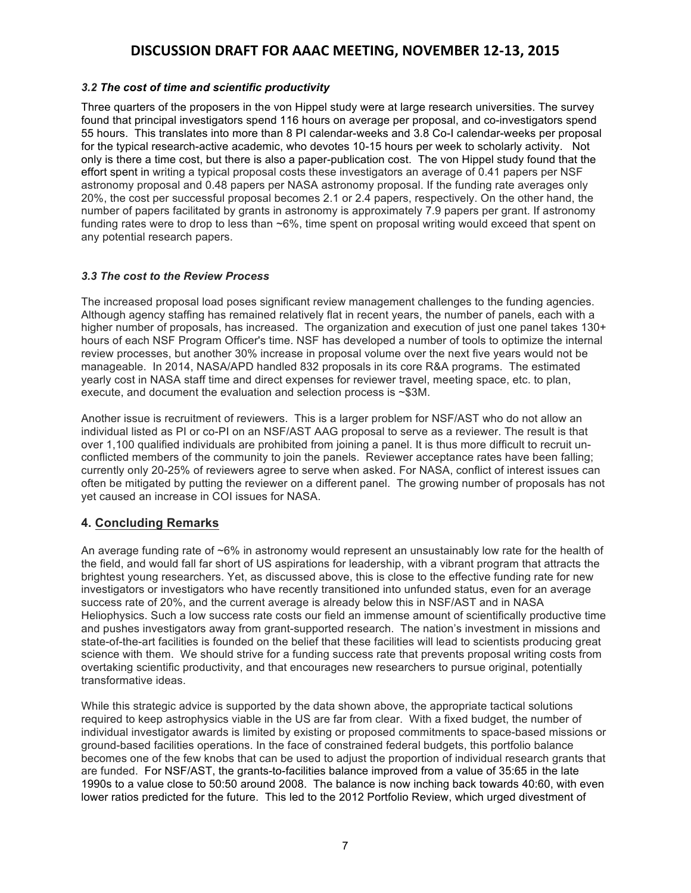### *3.2 The cost of time and scientific productivity*

Three quarters of the proposers in the von Hippel study were at large research universities. The survey found that principal investigators spend 116 hours on average per proposal, and co-investigators spend 55 hours. This translates into more than 8 PI calendar-weeks and 3.8 Co-I calendar-weeks per proposal for the typical research-active academic, who devotes 10-15 hours per week to scholarly activity. Not only is there a time cost, but there is also a paper-publication cost. The von Hippel study found that the effort spent in writing a typical proposal costs these investigators an average of 0.41 papers per NSF astronomy proposal and 0.48 papers per NASA astronomy proposal. If the funding rate averages only 20%, the cost per successful proposal becomes 2.1 or 2.4 papers, respectively. On the other hand, the number of papers facilitated by grants in astronomy is approximately 7.9 papers per grant. If astronomy funding rates were to drop to less than ~6%, time spent on proposal writing would exceed that spent on any potential research papers.

### *3.3 The cost to the Review Process*

The increased proposal load poses significant review management challenges to the funding agencies. Although agency staffing has remained relatively flat in recent years, the number of panels, each with a higher number of proposals, has increased. The organization and execution of just one panel takes 130+ hours of each NSF Program Officer's time. NSF has developed a number of tools to optimize the internal review processes, but another 30% increase in proposal volume over the next five years would not be manageable. In 2014, NASA/APD handled 832 proposals in its core R&A programs. The estimated yearly cost in NASA staff time and direct expenses for reviewer travel, meeting space, etc. to plan, execute, and document the evaluation and selection process is ~$3M.

Another issue is recruitment of reviewers. This is a larger problem for NSF/AST who do not allow an individual listed as PI or co-PI on an NSF/AST AAG proposal to serve as a reviewer. The result is that over 1,100 qualified individuals are prohibited from joining a panel. It is thus more difficult to recruit un-conflicted members of the community to join the panels. Reviewer acceptance rates have been falling; currently only 20-25% of reviewers agree to serve when asked. For NASA, conflict of interest issues can often be mitigated by putting the reviewer on a different panel. The growing number of proposals has not yet caused an increase in COI issues for NASA.

## 4. Concluding Remarks

An average funding rate of ~6% in astronomy would represent an unsustainably low rate for the health of the field, and would fall far short of US aspirations for leadership, with a vibrant program that attracts the brightest young researchers. Yet, as discussed above, this is close to the effective funding rate for new investigators or investigators who have recently transitioned into unfunded status, even for an average success rate of 20%, and the current average is already below this in NSF/AST and in NASA Heliophysics. Such a low success rate costs our field an immense amount of scientifically productive time and pushes investigators away from grant-supported research. The nation's investment in missions and state-of-the-art facilities is founded on the belief that these facilities will lead to scientists producing great science with them. We should strive for a funding success rate that prevents proposal writing costs from overtaking scientific productivity, and that encourages new researchers to pursue original, potentially transformative ideas.

While this strategic advice is supported by the data shown above, the appropriate tactical solutions required to keep astrophysics viable in the US are far from clear. With a fixed budget, the number of individual investigator awards is limited by existing or proposed commitments to space-based missions or ground-based facilities operations. In the face of constrained federal budgets, this portfolio balance becomes one of the few knobs that can be used to adjust the proportion of individual research grants that are funded. For NSF/AST, the grants-to-facilities balance improved from a value of 35:65 in the late 1990s to a value close to 50:50 around 2008. The balance is now inching back towards 40:60, with even lower ratios predicted for the future. This led to the 2012 Portfolio Review, which urged divestment of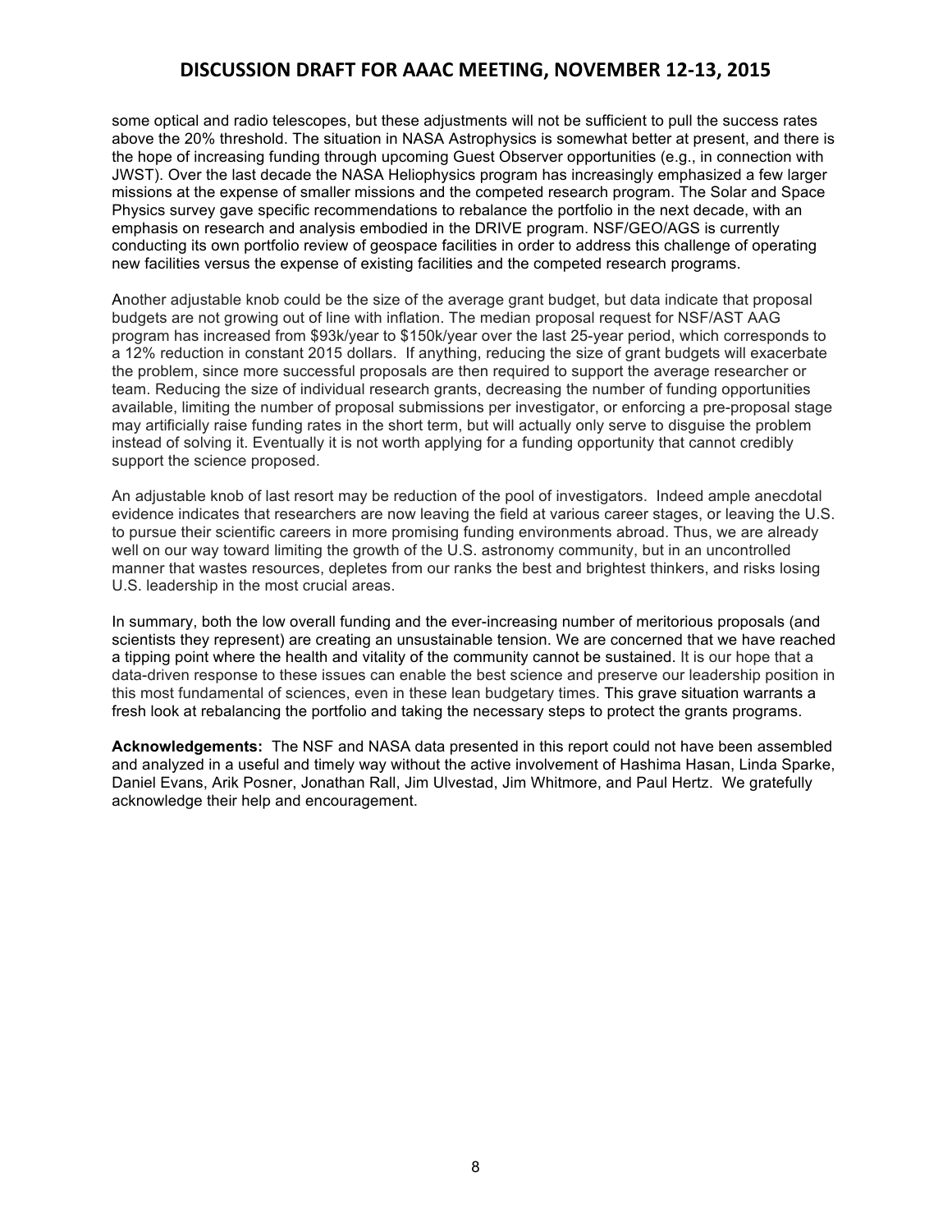some optical and radio telescopes, but these adjustments will not be sufficient to pull the success rates above the 20% threshold. The situation in NASA Astrophysics is somewhat better at present, and there is the hope of increasing funding through upcoming Guest Observer opportunities (e.g., in connection with JWST). Over the last decade the NASA Heliophysics program has increasingly emphasized a few larger missions at the expense of smaller missions and the competed research program. The Solar and Space Physics survey gave specific recommendations to rebalance the portfolio in the next decade, with an emphasis on research and analysis embodied in the DRIVE program. NSF/GEO/AGS is currently conducting its own portfolio review of geospace facilities in order to address this challenge of operating new facilities versus the expense of existing facilities and the competed research programs.

Another adjustable knob could be the size of the average grant budget, but data indicate that proposal budgets are not growing out of line with inflation. The median proposal request for NSF/AST AAG program has increased from $93k/year to $150k/year over the last 25-year period, which corresponds to a 12% reduction in constant 2015 dollars. If anything, reducing the size of grant budgets will exacerbate the problem, since more successful proposals are then required to support the average researcher or team. Reducing the size of individual research grants, decreasing the number of funding opportunities available, limiting the number of proposal submissions per investigator, or enforcing a pre-proposal stage may artificially raise funding rates in the short term, but will actually only serve to disguise the problem instead of solving it. Eventually it is not worth applying for a funding opportunity that cannot credibly support the science proposed.

An adjustable knob of last resort may be reduction of the pool of investigators. Indeed ample anecdotal evidence indicates that researchers are now leaving the field at various career stages, or leaving the U.S. to pursue their scientific careers in more promising funding environments abroad. Thus, we are already well on our way toward limiting the growth of the U.S. astronomy community, but in an uncontrolled manner that wastes resources, depletes from our ranks the best and brightest thinkers, and risks losing U.S. leadership in the most crucial areas.

In summary, both the low overall funding and the ever-increasing number of meritorious proposals (and scientists they represent) are creating an unsustainable tension. We are concerned that we have reached a tipping point where the health and vitality of the community cannot be sustained. It is our hope that a data-driven response to these issues can enable the best science and preserve our leadership position in this most fundamental of sciences, even in these lean budgetary times. This grave situation warrants a fresh look at rebalancing the portfolio and taking the necessary steps to protect the grants programs.

**Acknowledgements:** The NSF and NASA data presented in this report could not have been assembled and analyzed in a useful and timely way without the active involvement of Hashima Hasan, Linda Sparke, Daniel Evans, Arik Posner, Jonathan Rall, Jim Ulvestad, Jim Whitmore, and Paul Hertz. We gratefully acknowledge their help and encouragement.